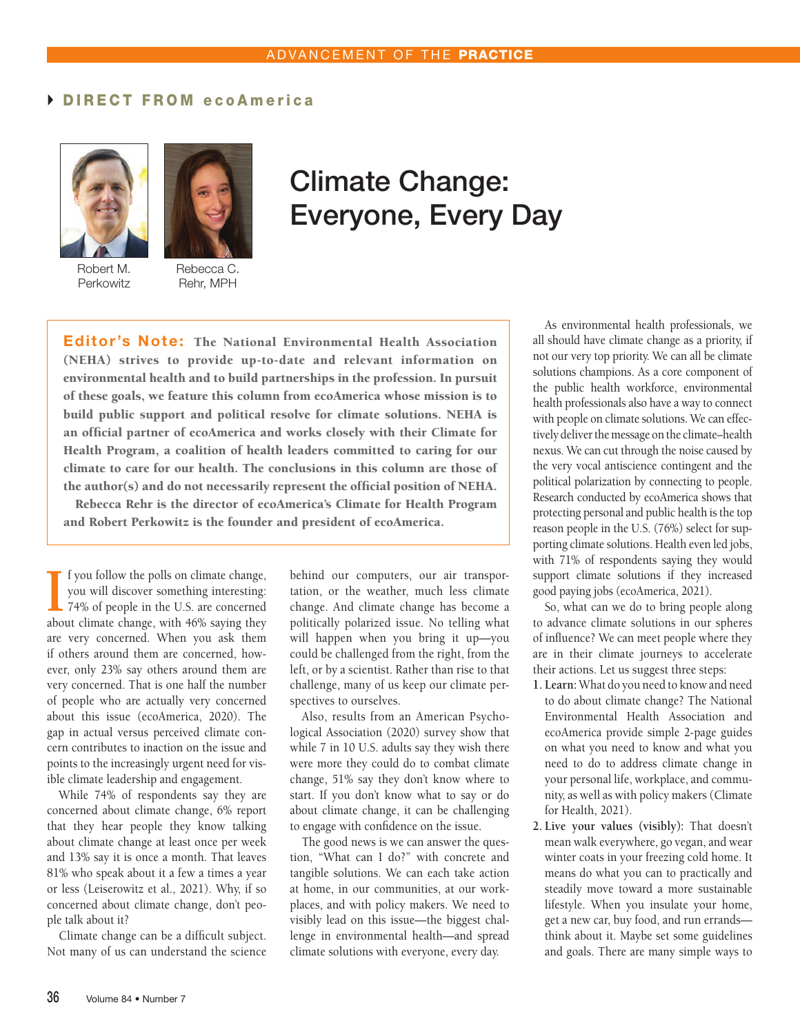ADVANCEMENT OF THE **PRACTICE**

**DIRECT FROM ecoAmerica**

# Climate Change: Everyone, Every Day

Robert M. Perkowitz

Rebecca C. Rehr, MPH

**Editor's Note: The National Environmental Health Association (NEHA) strives to provide up-to-date and relevant information on environmental health and to build partnerships in the profession. In pursuit of these goals, we feature this column from ecoAmerica whose mission is to build public support and political resolve for climate solutions. NEHA is an official partner of ecoAmerica and works closely with their Climate for Health Program, a coalition of health leaders committed to caring for our climate to care for our health. The conclusions in this column are those of the author(s) and do not necessarily represent the official position of NEHA.**

**Rebecca Rehr is the director of ecoAmerica's Climate for Health Program and Robert Perkowitz is the founder and president of ecoAmerica.**

If you follow the polls on climate change, you will discover something interesting: 74% of people in the U.S. are concerned about climate change, with 46% saying they are very concerned. When you ask them if others around them are concerned, however, only 23% say others around them are very concerned. That is one half the number of people who are actually very concerned about this issue (ecoAmerica, 2020). The gap in actual versus perceived climate concern contributes to inaction on the issue and points to the increasingly urgent need for visible climate leadership and engagement.

While 74% of respondents say they are concerned about climate change, 6% report that they hear people they know talking about climate change at least once per week and 13% say it is once a month. That leaves 81% who speak about it a few a times a year or less (Leiserowitz et al., 2021). Why, if so concerned about climate change, don't people talk about it?

Climate change can be a difficult subject. Not many of us can understand the science behind our computers, our air transportation, or the weather, much less climate change. And climate change has become a politically polarized issue. No telling what will happen when you bring it up—you could be challenged from the right, from the left, or by a scientist. Rather than rise to that challenge, many of us keep our climate perspectives to ourselves.

Also, results from an American Psychological Association (2020) survey show that while 7 in 10 U.S. adults say they wish there were more they could do to combat climate change, 51% say they don't know where to start. If you don't know what to say or do about climate change, it can be challenging to engage with confidence on the issue.

The good news is we can answer the question, "What can I do?" with concrete and tangible solutions. We can each take action at home, in our communities, at our workplaces, and with policy makers. We need to visibly lead on this issue—the biggest challenge in environmental health—and spread climate solutions with everyone, every day.

As environmental health professionals, we all should have climate change as a priority, if not our very top priority. We can all be climate solutions champions. As a core component of the public health workforce, environmental health professionals also have a way to connect with people on climate solutions. We can effectively deliver the message on the climate–health nexus. We can cut through the noise caused by the very vocal antiscience contingent and the political polarization by connecting to people. Research conducted by ecoAmerica shows that protecting personal and public health is the top reason people in the U.S. (76%) select for supporting climate solutions. Health even led jobs, with 71% of respondents saying they would support climate solutions if they increased good paying jobs (ecoAmerica, 2021).

So, what can we do to bring people along to advance climate solutions in our spheres of influence? We can meet people where they are in their climate journeys to accelerate their actions. Let us suggest three steps:

1. **Learn:** What do you need to know and need to do about climate change? The National Environmental Health Association and ecoAmerica provide simple 2-page guides on what you need to know and what you need to do to address climate change in your personal life, workplace, and community, as well as with policy makers (Climate for Health, 2021).
2. **Live your values (visibly):** That doesn't mean walk everywhere, go vegan, and wear winter coats in your freezing cold home. It means do what you can to practically and steadily move toward a more sustainable lifestyle. When you insulate your home, get a new car, buy food, and run errands—think about it. Maybe set some guidelines and goals. There are many simple ways to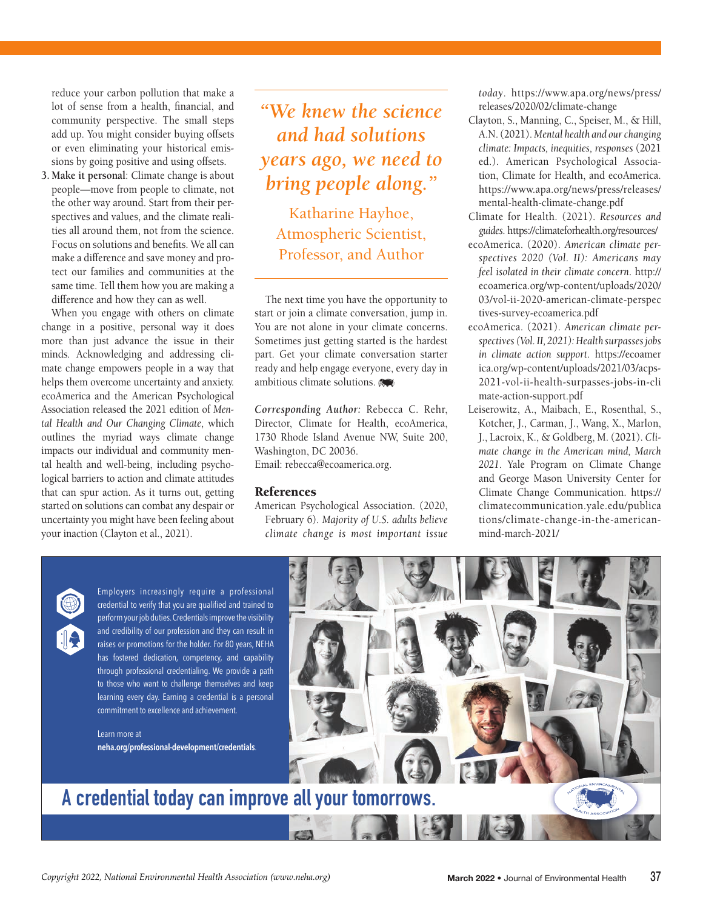reduce your carbon pollution that make a lot of sense from a health, financial, and community perspective. The small steps add up. You might consider buying offsets or even eliminating your historical emissions by going positive and using offsets.

3. **Make it personal**: Climate change is about people—move from people to climate, not the other way around. Start from their perspectives and values, and the climate realities all around them, not from the science. Focus on solutions and benefits. We all can make a difference and save money and protect our families and communities at the same time. Tell them how you are making a difference and how they can as well.

When you engage with others on climate change in a positive, personal way it does more than just advance the issue in their minds. Acknowledging and addressing climate change empowers people in a way that helps them overcome uncertainty and anxiety. ecoAmerica and the American Psychological Association released the 2021 edition of *Mental Health and Our Changing Climate*, which outlines the myriad ways climate change impacts our individual and community mental health and well-being, including psychological barriers to action and climate attitudes that can spur action. As it turns out, getting started on solutions can combat any despair or uncertainty you might have been feeling about your inaction (Clayton et al., 2021).

> *"We knew the science and had solutions years ago, we need to bring people along."*
>
> Katharine Hayhoe, Atmospheric Scientist, Professor, and Author

The next time you have the opportunity to start or join a climate conversation, jump in. You are not alone in your climate concerns. Sometimes just getting started is the hardest part. Get your climate conversation starter ready and help engage everyone, every day in ambitious climate solutions.

*Corresponding Author:* Rebecca C. Rehr, Director, Climate for Health, ecoAmerica, 1730 Rhode Island Avenue NW, Suite 200, Washington, DC 20036.
Email: rebecca@ecoamerica.org.

## References

American Psychological Association. (2020, February 6). *Majority of U.S. adults believe climate change is most important issue today*. https://www.apa.org/news/press/releases/2020/02/climate-change

Clayton, S., Manning, C., Speiser, M., & Hill, A.N. (2021). *Mental health and our changing climate: Impacts, inequities, responses* (2021 ed.). American Psychological Association, Climate for Health, and ecoAmerica. https://www.apa.org/news/press/releases/mental-health-climate-change.pdf

Climate for Health. (2021). *Resources and guides*. https://climateforhealth.org/resources/

ecoAmerica. (2020). *American climate perspectives 2020 (Vol. II): Americans may feel isolated in their climate concern*. http://ecoamerica.org/wp-content/uploads/2020/03/vol-ii-2020-american-climate-perspectives-survey-ecoamerica.pdf

ecoAmerica. (2021). *American climate perspectives (Vol. II, 2021): Health surpasses jobs in climate action support*. https://ecoamerica.org/wp-content/uploads/2021/03/acps-2021-vol-ii-health-surpasses-jobs-in-climate-action-support.pdf

Leiserowitz, A., Maibach, E., Rosenthal, S., Kotcher, J., Carman, J., Wang, X., Marlon, J., Lacroix, K., & Goldberg, M. (2021). *Climate change in the American mind, March 2021*. Yale Program on Climate Change and George Mason University Center for Climate Change Communication. https://climatecommunication.yale.edu/publications/climate-change-in-the-american-mind-march-2021/

Employers increasingly require a professional credential to verify that you are qualified and trained to perform your job duties. Credentials improve the visibility and credibility of our profession and they can result in raises or promotions for the holder. For 80 years, NEHA has fostered dedication, competency, and capability through professional credentialing. We provide a path to those who want to challenge themselves and keep learning every day. Earning a credential is a personal commitment to excellence and achievement.

Learn more at **neha.org/professional-development/credentials**.

**A credential today can improve all your tomorrows.**